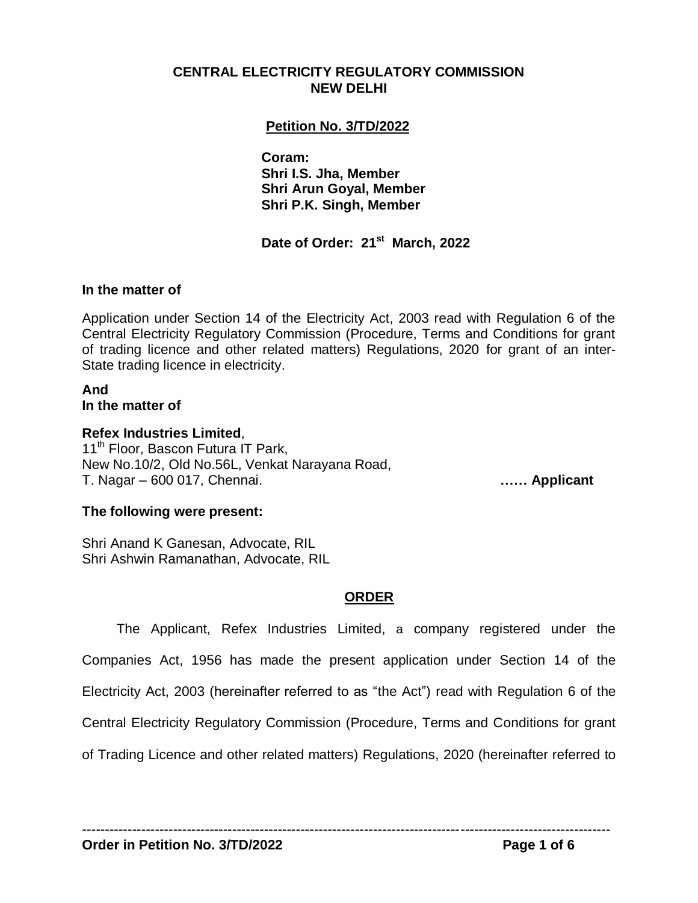**CENTRAL ELECTRICITY REGULATORY COMMISSION**
**NEW DELHI**

**Petition No. 3/TD/2022**

**Coram:**
**Shri I.S. Jha, Member**
**Shri Arun Goyal, Member**
**Shri P.K. Singh, Member**

**Date of Order: 21st March, 2022**

**In the matter of**

Application under Section 14 of the Electricity Act, 2003 read with Regulation 6 of the Central Electricity Regulatory Commission (Procedure, Terms and Conditions for grant of trading licence and other related matters) Regulations, 2020 for grant of an inter-State trading licence in electricity.

**And**
**In the matter of**

**Refex Industries Limited**,
11th Floor, Bascon Futura IT Park,
New No.10/2, Old No.56L, Venkat Narayana Road,
T. Nagar – 600 017, Chennai. **…… Applicant**

**The following were present:**

Shri Anand K Ganesan, Advocate, RIL
Shri Ashwin Ramanathan, Advocate, RIL

**ORDER**

The Applicant, Refex Industries Limited, a company registered under the Companies Act, 1956 has made the present application under Section 14 of the Electricity Act, 2003 (hereinafter referred to as "the Act") read with Regulation 6 of the Central Electricity Regulatory Commission (Procedure, Terms and Conditions for grant of Trading Licence and other related matters) Regulations, 2020 (hereinafter referred to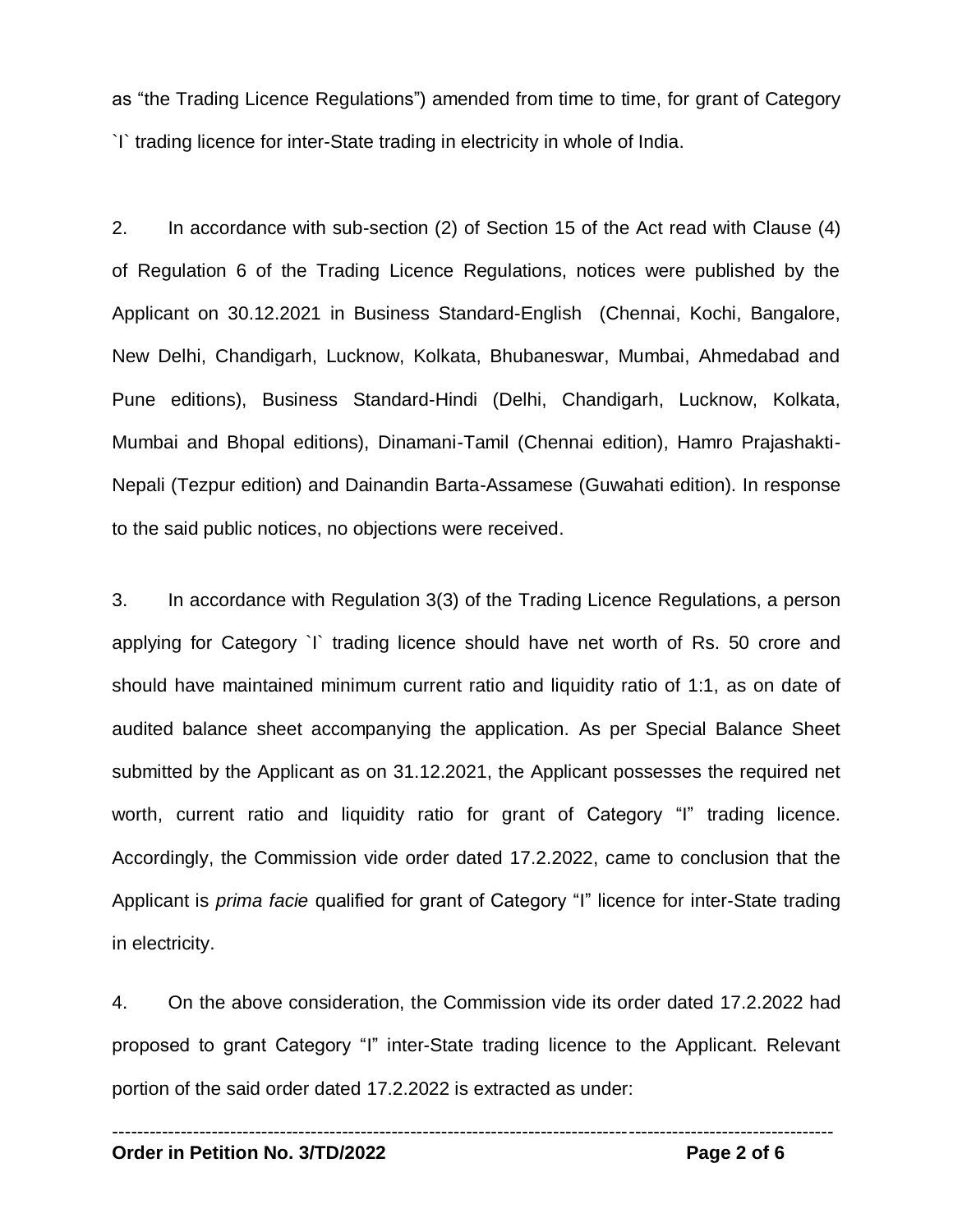as "the Trading Licence Regulations") amended from time to time, for grant of Category `I` trading licence for inter-State trading in electricity in whole of India.

2. In accordance with sub-section (2) of Section 15 of the Act read with Clause (4) of Regulation 6 of the Trading Licence Regulations, notices were published by the Applicant on 30.12.2021 in Business Standard-English (Chennai, Kochi, Bangalore, New Delhi, Chandigarh, Lucknow, Kolkata, Bhubaneswar, Mumbai, Ahmedabad and Pune editions), Business Standard-Hindi (Delhi, Chandigarh, Lucknow, Kolkata, Mumbai and Bhopal editions), Dinamani-Tamil (Chennai edition), Hamro Prajashakti-Nepali (Tezpur edition) and Dainandin Barta-Assamese (Guwahati edition). In response to the said public notices, no objections were received.

3. In accordance with Regulation 3(3) of the Trading Licence Regulations, a person applying for Category `I` trading licence should have net worth of Rs. 50 crore and should have maintained minimum current ratio and liquidity ratio of 1:1, as on date of audited balance sheet accompanying the application. As per Special Balance Sheet submitted by the Applicant as on 31.12.2021, the Applicant possesses the required net worth, current ratio and liquidity ratio for grant of Category "I" trading licence. Accordingly, the Commission vide order dated 17.2.2022, came to conclusion that the Applicant is *prima facie* qualified for grant of Category "I" licence for inter-State trading in electricity.

4. On the above consideration, the Commission vide its order dated 17.2.2022 had proposed to grant Category "I" inter-State trading licence to the Applicant. Relevant portion of the said order dated 17.2.2022 is extracted as under: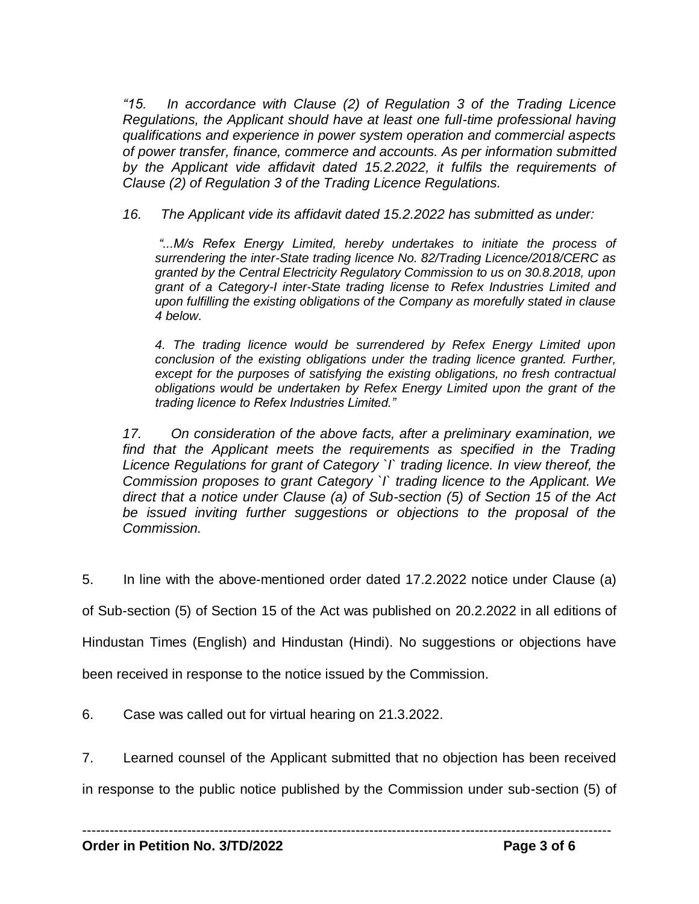*"15. In accordance with Clause (2) of Regulation 3 of the Trading Licence Regulations, the Applicant should have at least one full-time professional having qualifications and experience in power system operation and commercial aspects of power transfer, finance, commerce and accounts. As per information submitted by the Applicant vide affidavit dated 15.2.2022, it fulfils the requirements of Clause (2) of Regulation 3 of the Trading Licence Regulations.*

*16. The Applicant vide its affidavit dated 15.2.2022 has submitted as under:*

> *"...M/s Refex Energy Limited, hereby undertakes to initiate the process of surrendering the inter-State trading licence No. 82/Trading Licence/2018/CERC as granted by the Central Electricity Regulatory Commission to us on 30.8.2018, upon grant of a Category-I inter-State trading license to Refex Industries Limited and upon fulfilling the existing obligations of the Company as morefully stated in clause 4 below.*
>
> *4. The trading licence would be surrendered by Refex Energy Limited upon conclusion of the existing obligations under the trading licence granted. Further, except for the purposes of satisfying the existing obligations, no fresh contractual obligations would be undertaken by Refex Energy Limited upon the grant of the trading licence to Refex Industries Limited."*

*17. On consideration of the above facts, after a preliminary examination, we find that the Applicant meets the requirements as specified in the Trading Licence Regulations for grant of Category `I` trading licence. In view thereof, the Commission proposes to grant Category `I` trading licence to the Applicant. We direct that a notice under Clause (a) of Sub-section (5) of Section 15 of the Act be issued inviting further suggestions or objections to the proposal of the Commission.*

5. In line with the above-mentioned order dated 17.2.2022 notice under Clause (a) of Sub-section (5) of Section 15 of the Act was published on 20.2.2022 in all editions of Hindustan Times (English) and Hindustan (Hindi). No suggestions or objections have been received in response to the notice issued by the Commission.

6. Case was called out for virtual hearing on 21.3.2022.

7. Learned counsel of the Applicant submitted that no objection has been received in response to the public notice published by the Commission under sub-section (5) of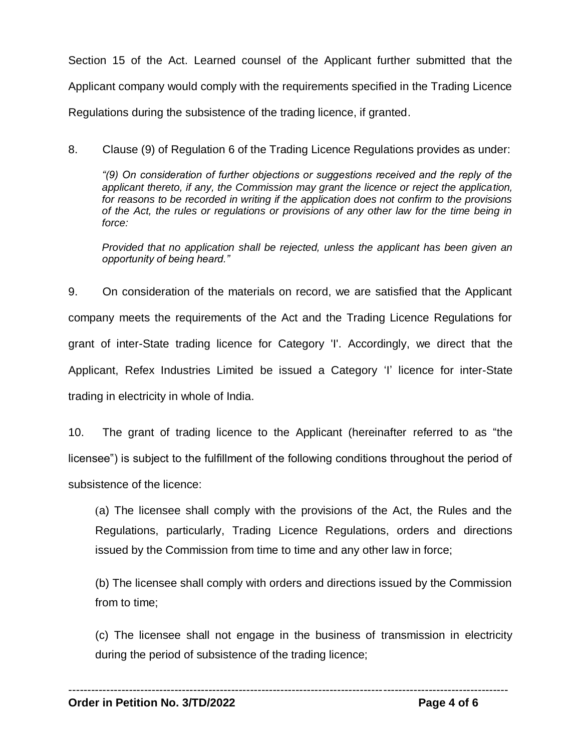Section 15 of the Act. Learned counsel of the Applicant further submitted that the Applicant company would comply with the requirements specified in the Trading Licence Regulations during the subsistence of the trading licence, if granted.

8. Clause (9) of Regulation 6 of the Trading Licence Regulations provides as under:

> *"(9) On consideration of further objections or suggestions received and the reply of the applicant thereto, if any, the Commission may grant the licence or reject the application, for reasons to be recorded in writing if the application does not confirm to the provisions of the Act, the rules or regulations or provisions of any other law for the time being in force:*
>
> *Provided that no application shall be rejected, unless the applicant has been given an opportunity of being heard."*

9. On consideration of the materials on record, we are satisfied that the Applicant company meets the requirements of the Act and the Trading Licence Regulations for grant of inter-State trading licence for Category 'I'. Accordingly, we direct that the Applicant, Refex Industries Limited be issued a Category 'I' licence for inter-State trading in electricity in whole of India.

10. The grant of trading licence to the Applicant (hereinafter referred to as "the licensee") is subject to the fulfillment of the following conditions throughout the period of subsistence of the licence:

(a) The licensee shall comply with the provisions of the Act, the Rules and the Regulations, particularly, Trading Licence Regulations, orders and directions issued by the Commission from time to time and any other law in force;

(b) The licensee shall comply with orders and directions issued by the Commission from to time;

(c) The licensee shall not engage in the business of transmission in electricity during the period of subsistence of the trading licence;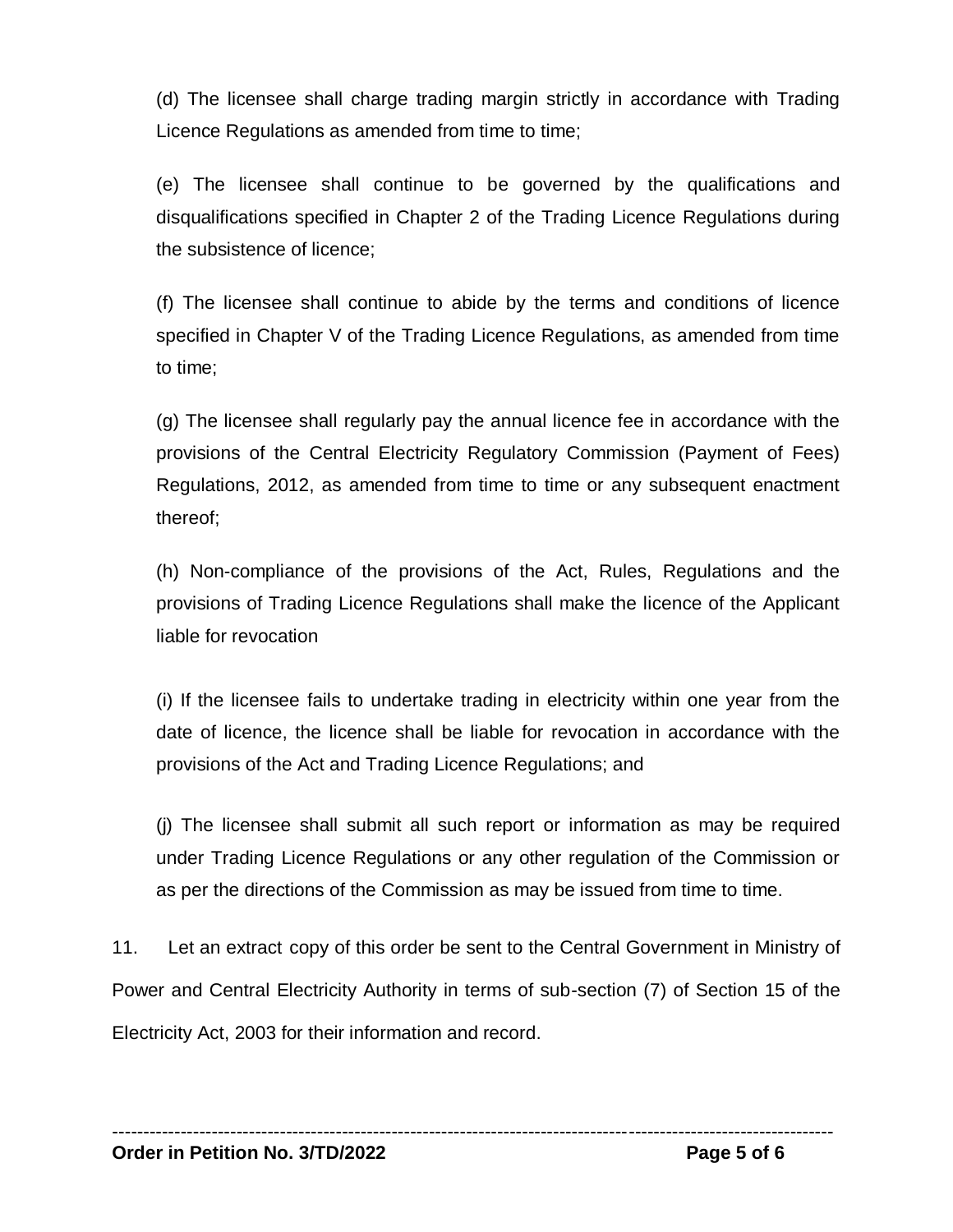(d) The licensee shall charge trading margin strictly in accordance with Trading Licence Regulations as amended from time to time;

(e) The licensee shall continue to be governed by the qualifications and disqualifications specified in Chapter 2 of the Trading Licence Regulations during the subsistence of licence;

(f) The licensee shall continue to abide by the terms and conditions of licence specified in Chapter V of the Trading Licence Regulations, as amended from time to time;

(g) The licensee shall regularly pay the annual licence fee in accordance with the provisions of the Central Electricity Regulatory Commission (Payment of Fees) Regulations, 2012, as amended from time to time or any subsequent enactment thereof;

(h) Non-compliance of the provisions of the Act, Rules, Regulations and the provisions of Trading Licence Regulations shall make the licence of the Applicant liable for revocation

(i) If the licensee fails to undertake trading in electricity within one year from the date of licence, the licence shall be liable for revocation in accordance with the provisions of the Act and Trading Licence Regulations; and

(j) The licensee shall submit all such report or information as may be required under Trading Licence Regulations or any other regulation of the Commission or as per the directions of the Commission as may be issued from time to time.

11. Let an extract copy of this order be sent to the Central Government in Ministry of Power and Central Electricity Authority in terms of sub-section (7) of Section 15 of the Electricity Act, 2003 for their information and record.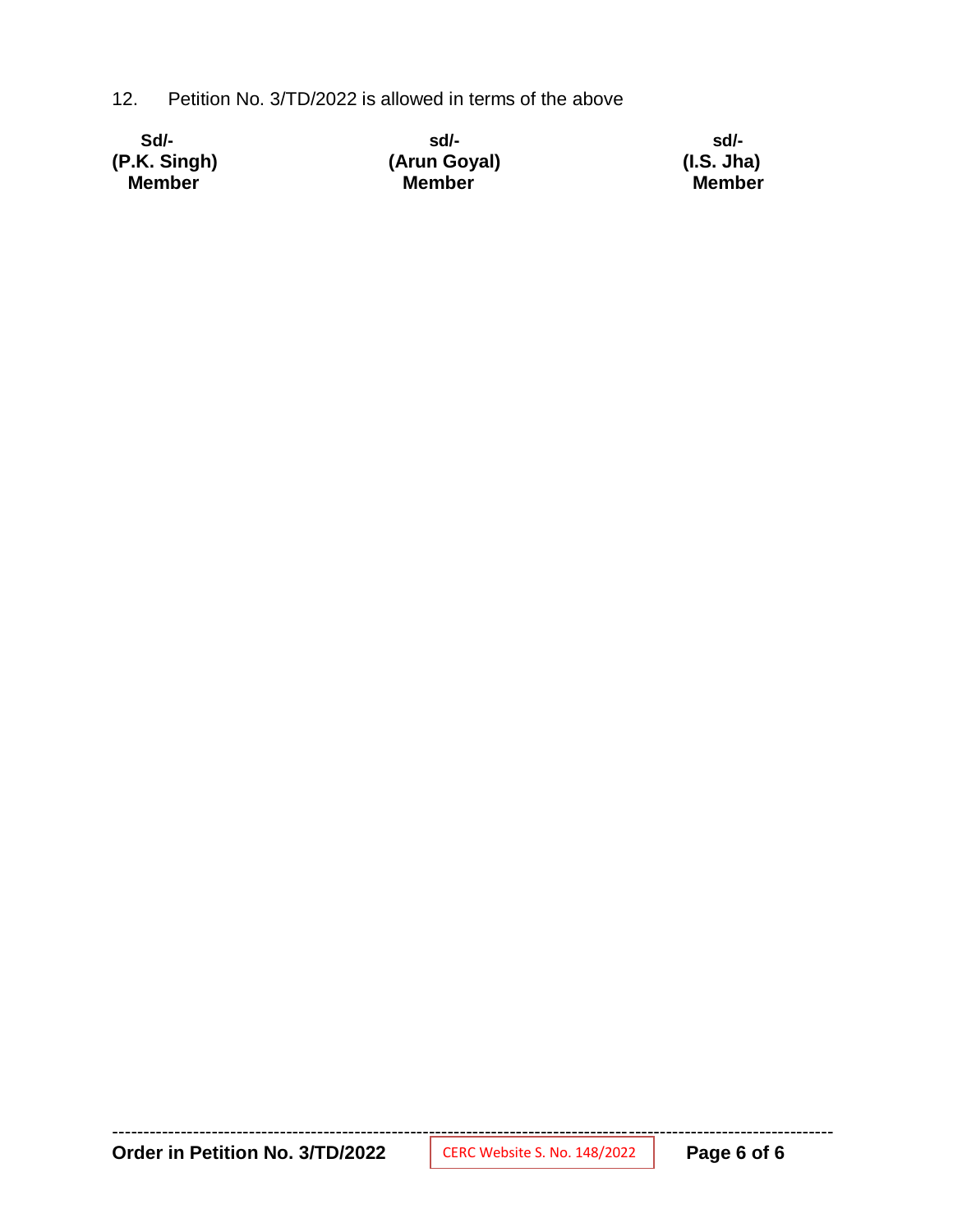12. Petition No. 3/TD/2022 is allowed in terms of the above

| | | |
|---|---|---|
| **Sd/-** | **sd/-** | **sd/-** |
| **(P.K. Singh)** | **(Arun Goyal)** | **(I.S. Jha)** |
| **Member** | **Member** | **Member** |